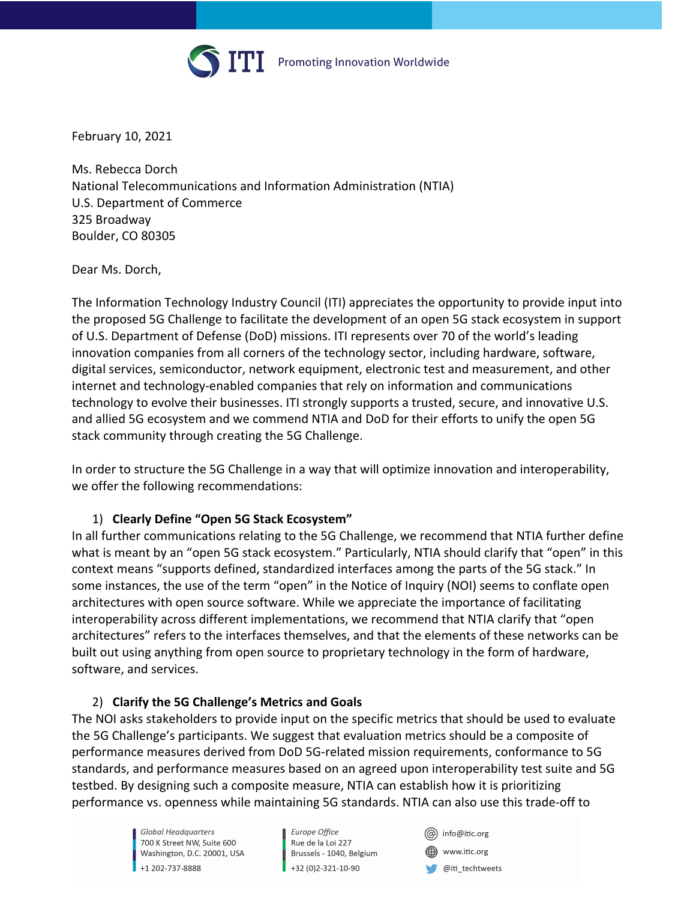February 10, 2021

Ms. Rebecca Dorch
National Telecommunications and Information Administration (NTIA)
U.S. Department of Commerce
325 Broadway
Boulder, CO 80305

Dear Ms. Dorch,

The Information Technology Industry Council (ITI) appreciates the opportunity to provide input into the proposed 5G Challenge to facilitate the development of an open 5G stack ecosystem in support of U.S. Department of Defense (DoD) missions. ITI represents over 70 of the world's leading innovation companies from all corners of the technology sector, including hardware, software, digital services, semiconductor, network equipment, electronic test and measurement, and other internet and technology-enabled companies that rely on information and communications technology to evolve their businesses. ITI strongly supports a trusted, secure, and innovative U.S. and allied 5G ecosystem and we commend NTIA and DoD for their efforts to unify the open 5G stack community through creating the 5G Challenge.

In order to structure the 5G Challenge in a way that will optimize innovation and interoperability, we offer the following recommendations:

1) **Clearly Define "Open 5G Stack Ecosystem"**

In all further communications relating to the 5G Challenge, we recommend that NTIA further define what is meant by an "open 5G stack ecosystem." Particularly, NTIA should clarify that "open" in this context means "supports defined, standardized interfaces among the parts of the 5G stack." In some instances, the use of the term "open" in the Notice of Inquiry (NOI) seems to conflate open architectures with open source software. While we appreciate the importance of facilitating interoperability across different implementations, we recommend that NTIA clarify that "open architectures" refers to the interfaces themselves, and that the elements of these networks can be built out using anything from open source to proprietary technology in the form of hardware, software, and services.

2) **Clarify the 5G Challenge's Metrics and Goals**

The NOI asks stakeholders to provide input on the specific metrics that should be used to evaluate the 5G Challenge's participants. We suggest that evaluation metrics should be a composite of performance measures derived from DoD 5G-related mission requirements, conformance to 5G standards, and performance measures based on an agreed upon interoperability test suite and 5G testbed. By designing such a composite measure, NTIA can establish how it is prioritizing performance vs. openness while maintaining 5G standards. NTIA can also use this trade-off to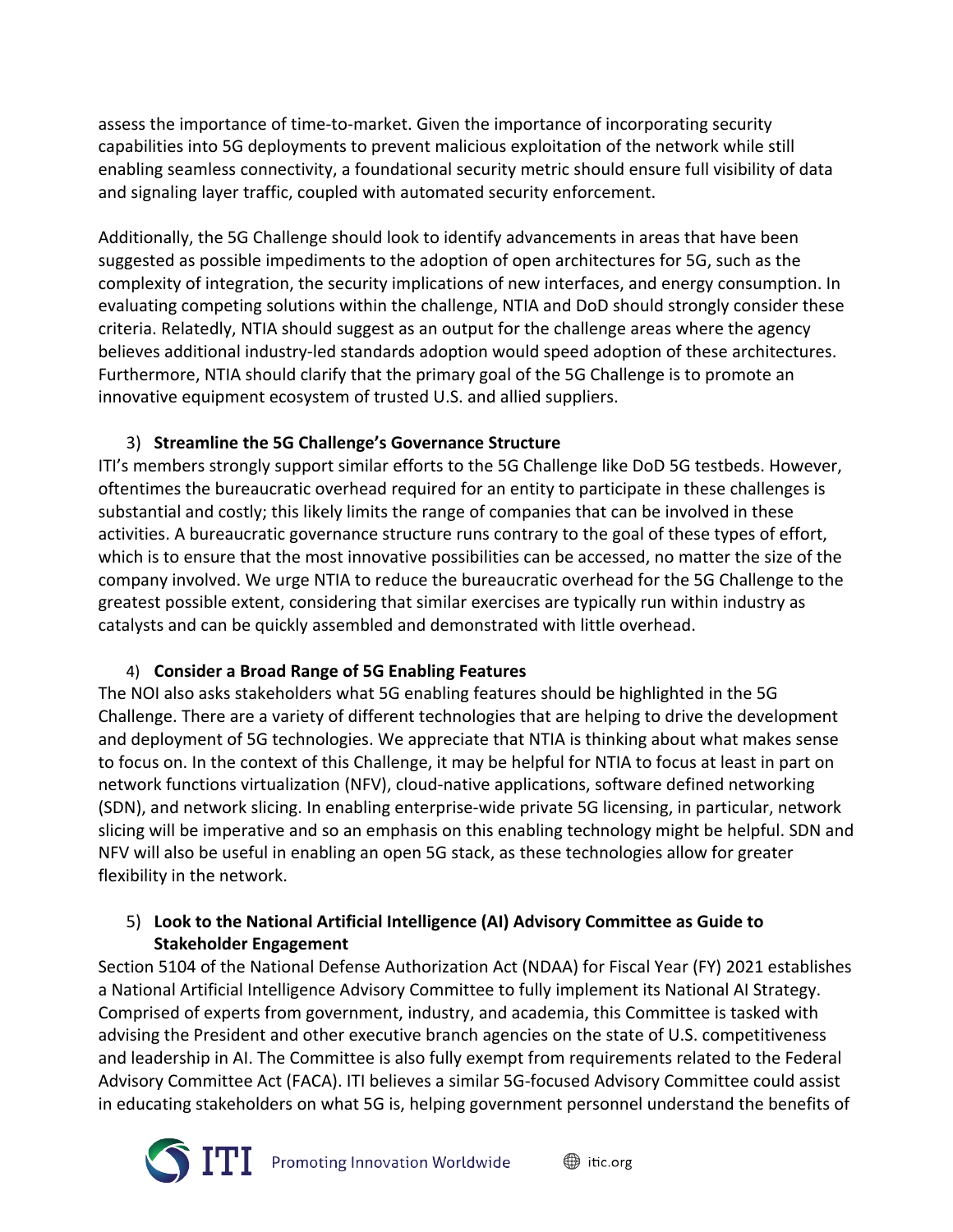assess the importance of time-to-market. Given the importance of incorporating security capabilities into 5G deployments to prevent malicious exploitation of the network while still enabling seamless connectivity, a foundational security metric should ensure full visibility of data and signaling layer traffic, coupled with automated security enforcement.

Additionally, the 5G Challenge should look to identify advancements in areas that have been suggested as possible impediments to the adoption of open architectures for 5G, such as the complexity of integration, the security implications of new interfaces, and energy consumption. In evaluating competing solutions within the challenge, NTIA and DoD should strongly consider these criteria. Relatedly, NTIA should suggest as an output for the challenge areas where the agency believes additional industry-led standards adoption would speed adoption of these architectures. Furthermore, NTIA should clarify that the primary goal of the 5G Challenge is to promote an innovative equipment ecosystem of trusted U.S. and allied suppliers.

3) **Streamline the 5G Challenge's Governance Structure**

ITI's members strongly support similar efforts to the 5G Challenge like DoD 5G testbeds. However, oftentimes the bureaucratic overhead required for an entity to participate in these challenges is substantial and costly; this likely limits the range of companies that can be involved in these activities. A bureaucratic governance structure runs contrary to the goal of these types of effort, which is to ensure that the most innovative possibilities can be accessed, no matter the size of the company involved. We urge NTIA to reduce the bureaucratic overhead for the 5G Challenge to the greatest possible extent, considering that similar exercises are typically run within industry as catalysts and can be quickly assembled and demonstrated with little overhead.

4) **Consider a Broad Range of 5G Enabling Features**

The NOI also asks stakeholders what 5G enabling features should be highlighted in the 5G Challenge. There are a variety of different technologies that are helping to drive the development and deployment of 5G technologies. We appreciate that NTIA is thinking about what makes sense to focus on. In the context of this Challenge, it may be helpful for NTIA to focus at least in part on network functions virtualization (NFV), cloud-native applications, software defined networking (SDN), and network slicing. In enabling enterprise-wide private 5G licensing, in particular, network slicing will be imperative and so an emphasis on this enabling technology might be helpful. SDN and NFV will also be useful in enabling an open 5G stack, as these technologies allow for greater flexibility in the network.

5) **Look to the National Artificial Intelligence (AI) Advisory Committee as Guide to Stakeholder Engagement**

Section 5104 of the National Defense Authorization Act (NDAA) for Fiscal Year (FY) 2021 establishes a National Artificial Intelligence Advisory Committee to fully implement its National AI Strategy. Comprised of experts from government, industry, and academia, this Committee is tasked with advising the President and other executive branch agencies on the state of U.S. competitiveness and leadership in AI. The Committee is also fully exempt from requirements related to the Federal Advisory Committee Act (FACA). ITI believes a similar 5G-focused Advisory Committee could assist in educating stakeholders on what 5G is, helping government personnel understand the benefits of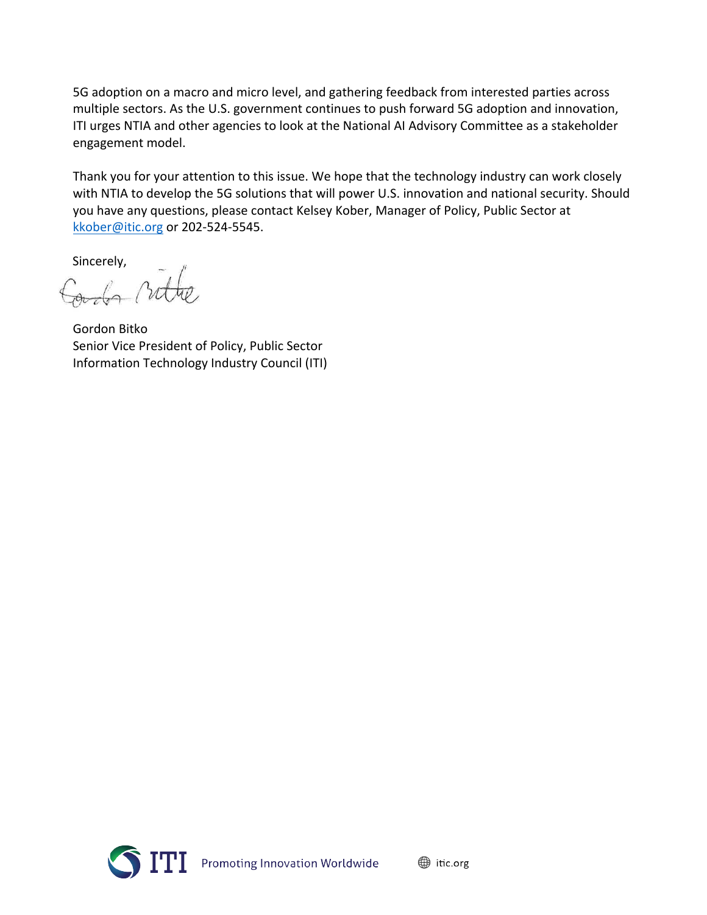5G adoption on a macro and micro level, and gathering feedback from interested parties across multiple sectors. As the U.S. government continues to push forward 5G adoption and innovation, ITI urges NTIA and other agencies to look at the National AI Advisory Committee as a stakeholder engagement model.

Thank you for your attention to this issue. We hope that the technology industry can work closely with NTIA to develop the 5G solutions that will power U.S. innovation and national security. Should you have any questions, please contact Kelsey Kober, Manager of Policy, Public Sector at kkober@itic.org or 202-524-5545.

Sincerely,

Gordon Bitko
Senior Vice President of Policy, Public Sector
Information Technology Industry Council (ITI)